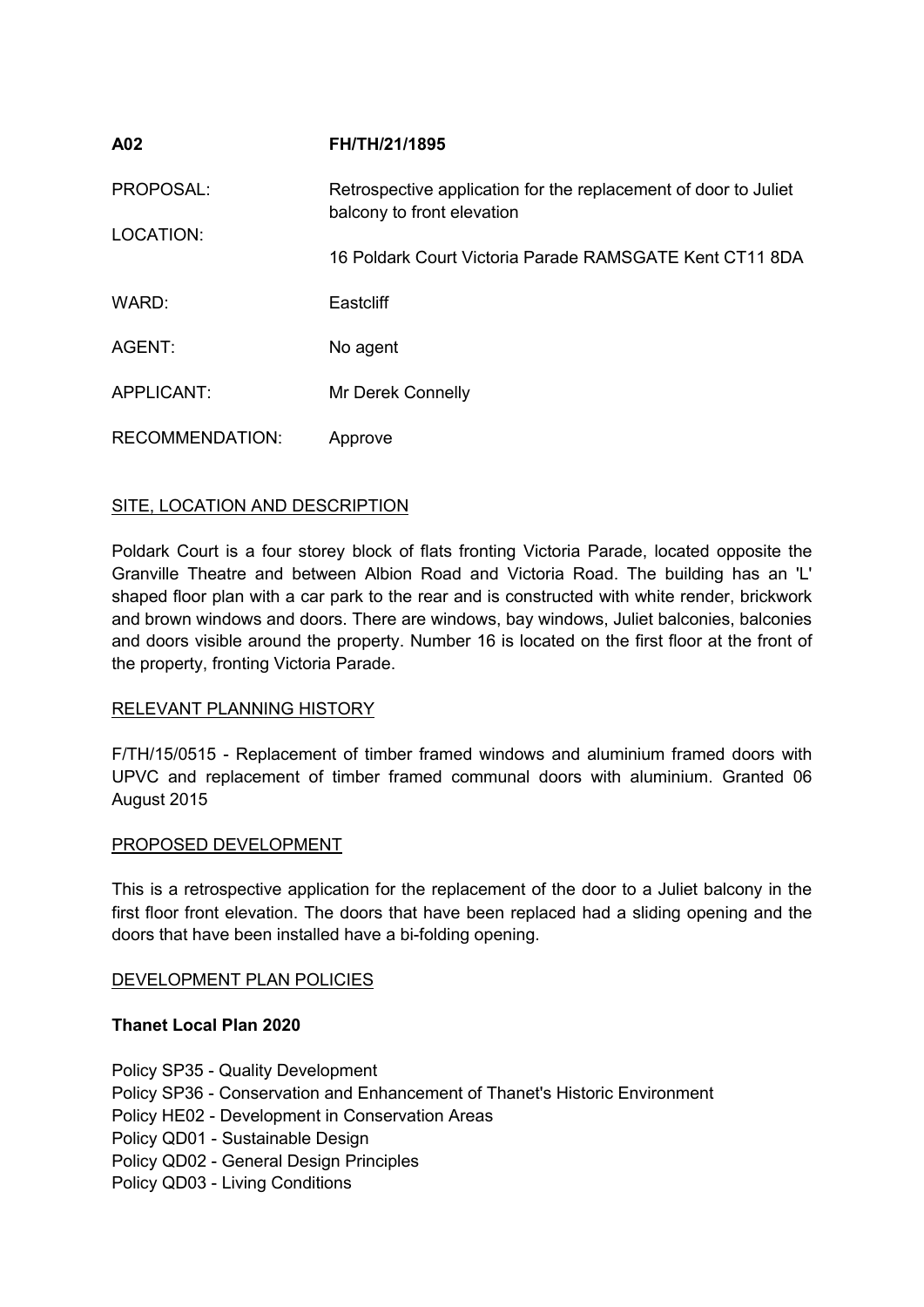| | |
|---|---|
| **A02** | **FH/TH/21/1895** |
| PROPOSAL: | Retrospective application for the replacement of door to Juliet balcony to front elevation |
| LOCATION: | 16 Poldark Court Victoria Parade RAMSGATE Kent CT11 8DA |
| WARD: | Eastcliff |
| AGENT: | No agent |
| APPLICANT: | Mr Derek Connelly |
| RECOMMENDATION: | Approve |

## SITE, LOCATION AND DESCRIPTION

Poldark Court is a four storey block of flats fronting Victoria Parade, located opposite the Granville Theatre and between Albion Road and Victoria Road. The building has an 'L' shaped floor plan with a car park to the rear and is constructed with white render, brickwork and brown windows and doors. There are windows, bay windows, Juliet balconies, balconies and doors visible around the property. Number 16 is located on the first floor at the front of the property, fronting Victoria Parade.

## RELEVANT PLANNING HISTORY

F/TH/15/0515 - Replacement of timber framed windows and aluminium framed doors with UPVC and replacement of timber framed communal doors with aluminium. Granted 06 August 2015

## PROPOSED DEVELOPMENT

This is a retrospective application for the replacement of the door to a Juliet balcony in the first floor front elevation. The doors that have been replaced had a sliding opening and the doors that have been installed have a bi-folding opening.

## DEVELOPMENT PLAN POLICIES

### Thanet Local Plan 2020

Policy SP35 - Quality Development
Policy SP36 - Conservation and Enhancement of Thanet's Historic Environment
Policy HE02 - Development in Conservation Areas
Policy QD01 - Sustainable Design
Policy QD02 - General Design Principles
Policy QD03 - Living Conditions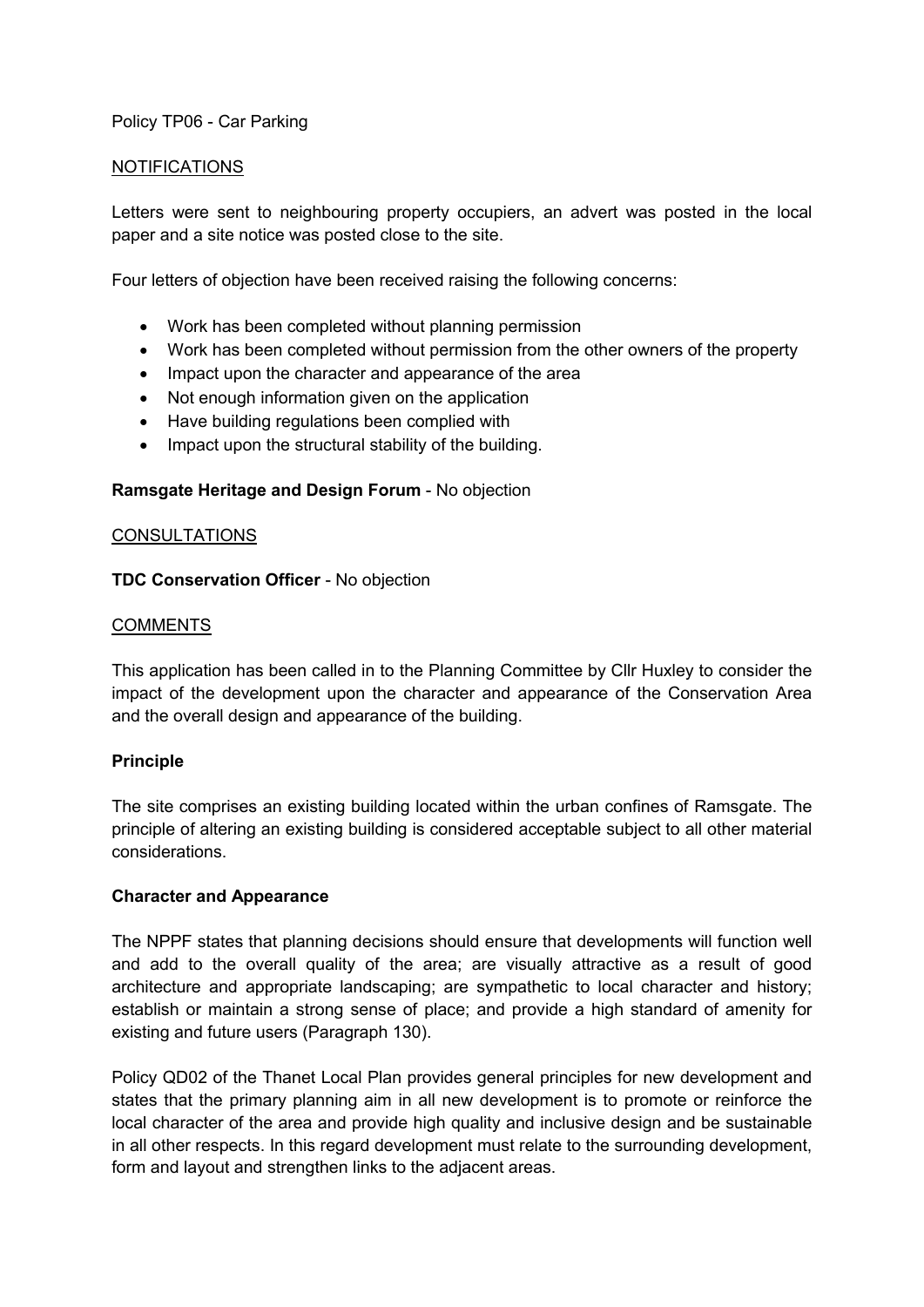Policy TP06 - Car Parking

## NOTIFICATIONS

Letters were sent to neighbouring property occupiers, an advert was posted in the local paper and a site notice was posted close to the site.

Four letters of objection have been received raising the following concerns:

- Work has been completed without planning permission
- Work has been completed without permission from the other owners of the property
- Impact upon the character and appearance of the area
- Not enough information given on the application
- Have building regulations been complied with
- Impact upon the structural stability of the building.

**Ramsgate Heritage and Design Forum** - No objection

## CONSULTATIONS

**TDC Conservation Officer** - No objection

## COMMENTS

This application has been called in to the Planning Committee by Cllr Huxley to consider the impact of the development upon the character and appearance of the Conservation Area and the overall design and appearance of the building.

### Principle

The site comprises an existing building located within the urban confines of Ramsgate. The principle of altering an existing building is considered acceptable subject to all other material considerations.

### Character and Appearance

The NPPF states that planning decisions should ensure that developments will function well and add to the overall quality of the area; are visually attractive as a result of good architecture and appropriate landscaping; are sympathetic to local character and history; establish or maintain a strong sense of place; and provide a high standard of amenity for existing and future users (Paragraph 130).

Policy QD02 of the Thanet Local Plan provides general principles for new development and states that the primary planning aim in all new development is to promote or reinforce the local character of the area and provide high quality and inclusive design and be sustainable in all other respects. In this regard development must relate to the surrounding development, form and layout and strengthen links to the adjacent areas.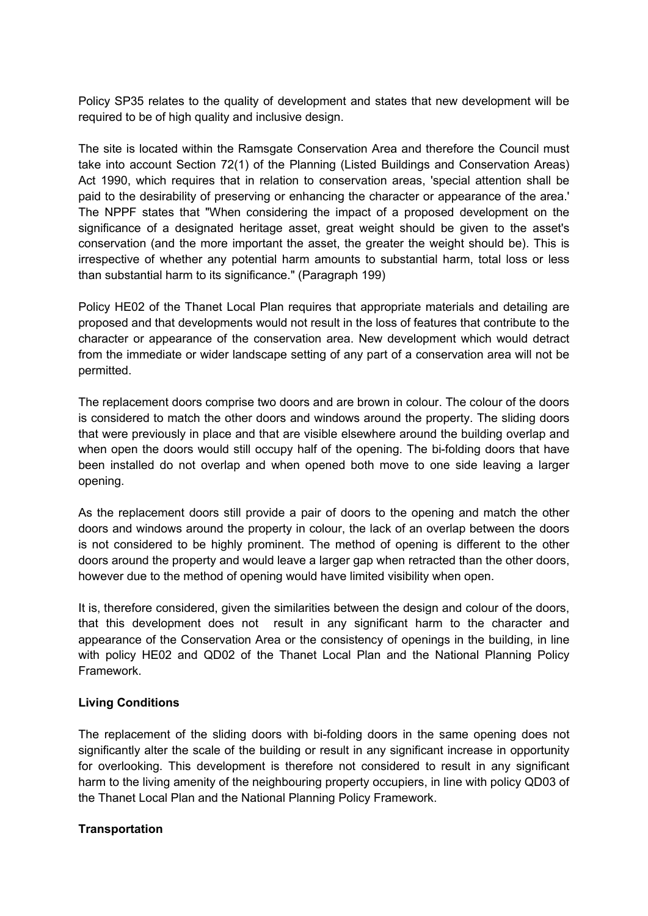Policy SP35 relates to the quality of development and states that new development will be required to be of high quality and inclusive design.

The site is located within the Ramsgate Conservation Area and therefore the Council must take into account Section 72(1) of the Planning (Listed Buildings and Conservation Areas) Act 1990, which requires that in relation to conservation areas, 'special attention shall be paid to the desirability of preserving or enhancing the character or appearance of the area.' The NPPF states that "When considering the impact of a proposed development on the significance of a designated heritage asset, great weight should be given to the asset's conservation (and the more important the asset, the greater the weight should be). This is irrespective of whether any potential harm amounts to substantial harm, total loss or less than substantial harm to its significance." (Paragraph 199)

Policy HE02 of the Thanet Local Plan requires that appropriate materials and detailing are proposed and that developments would not result in the loss of features that contribute to the character or appearance of the conservation area. New development which would detract from the immediate or wider landscape setting of any part of a conservation area will not be permitted.

The replacement doors comprise two doors and are brown in colour. The colour of the doors is considered to match the other doors and windows around the property. The sliding doors that were previously in place and that are visible elsewhere around the building overlap and when open the doors would still occupy half of the opening. The bi-folding doors that have been installed do not overlap and when opened both move to one side leaving a larger opening.

As the replacement doors still provide a pair of doors to the opening and match the other doors and windows around the property in colour, the lack of an overlap between the doors is not considered to be highly prominent. The method of opening is different to the other doors around the property and would leave a larger gap when retracted than the other doors, however due to the method of opening would have limited visibility when open.

It is, therefore considered, given the similarities between the design and colour of the doors, that this development does not result in any significant harm to the character and appearance of the Conservation Area or the consistency of openings in the building, in line with policy HE02 and QD02 of the Thanet Local Plan and the National Planning Policy Framework.

**Living Conditions**

The replacement of the sliding doors with bi-folding doors in the same opening does not significantly alter the scale of the building or result in any significant increase in opportunity for overlooking. This development is therefore not considered to result in any significant harm to the living amenity of the neighbouring property occupiers, in line with policy QD03 of the Thanet Local Plan and the National Planning Policy Framework.

**Transportation**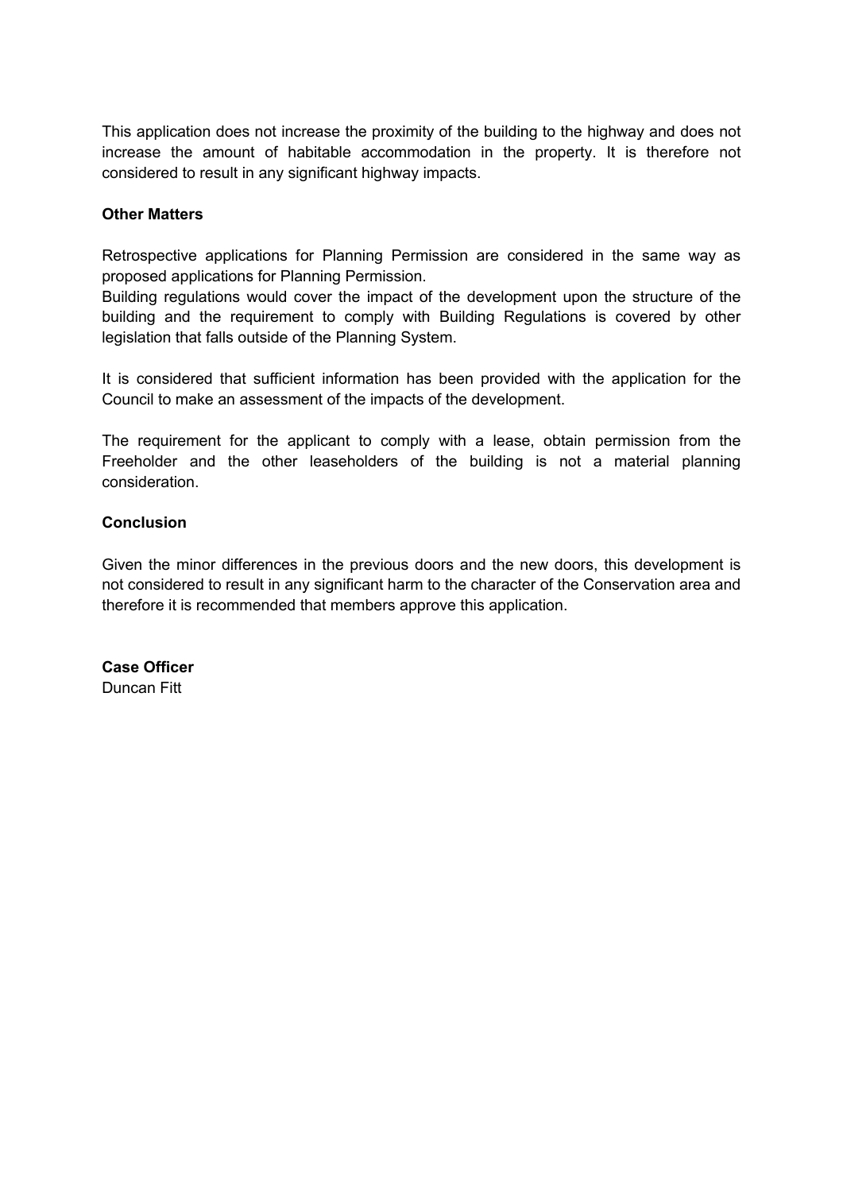This application does not increase the proximity of the building to the highway and does not increase the amount of habitable accommodation in the property. It is therefore not considered to result in any significant highway impacts.

**Other Matters**

Retrospective applications for Planning Permission are considered in the same way as proposed applications for Planning Permission.
Building regulations would cover the impact of the development upon the structure of the building and the requirement to comply with Building Regulations is covered by other legislation that falls outside of the Planning System.

It is considered that sufficient information has been provided with the application for the Council to make an assessment of the impacts of the development.

The requirement for the applicant to comply with a lease, obtain permission from the Freeholder and the other leaseholders of the building is not a material planning consideration.

**Conclusion**

Given the minor differences in the previous doors and the new doors, this development is not considered to result in any significant harm to the character of the Conservation area and therefore it is recommended that members approve this application.

**Case Officer**
Duncan Fitt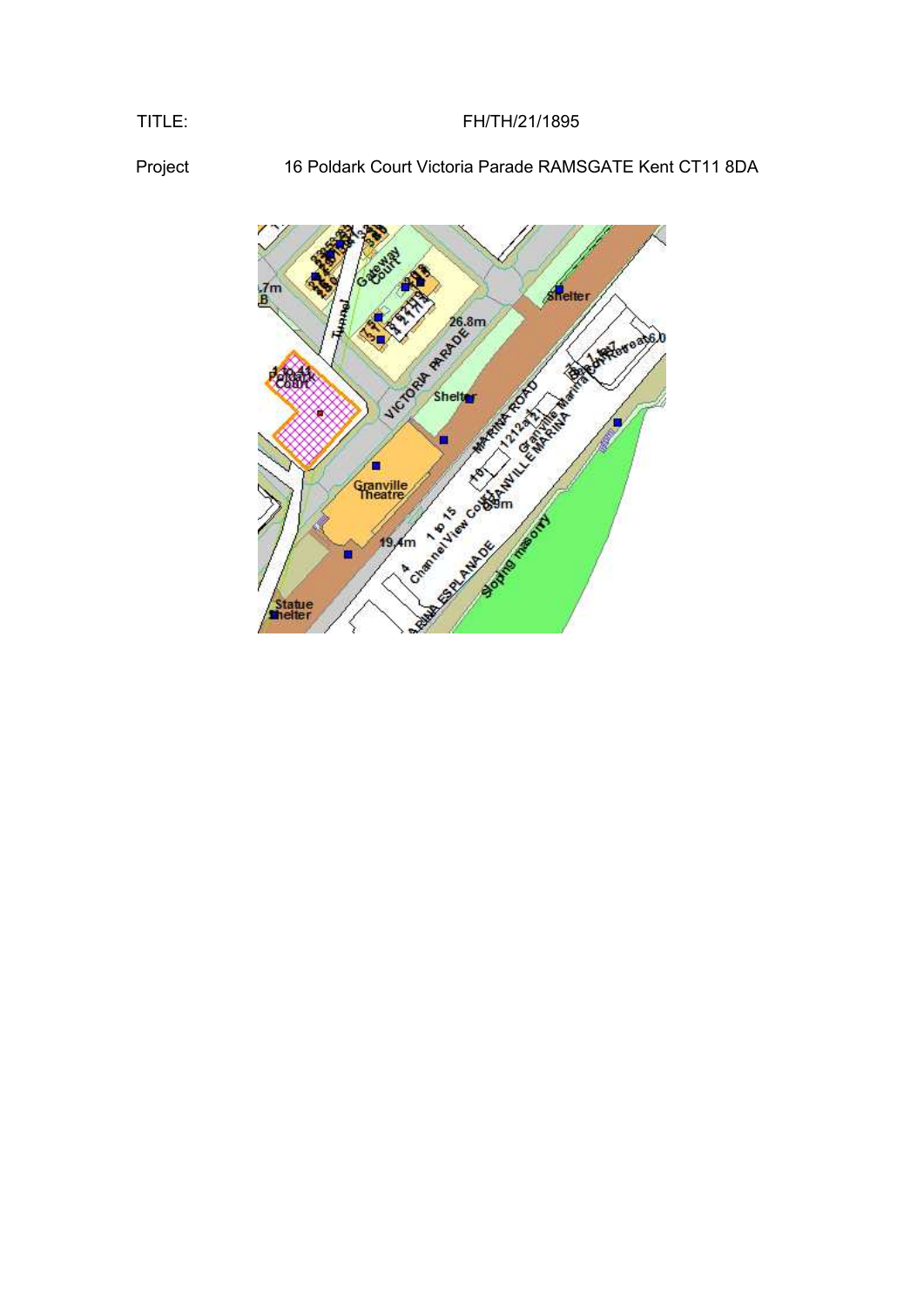TITLE: FH/TH/21/1895

Project 16 Poldark Court Victoria Parade RAMSGATE Kent CT11 8DA